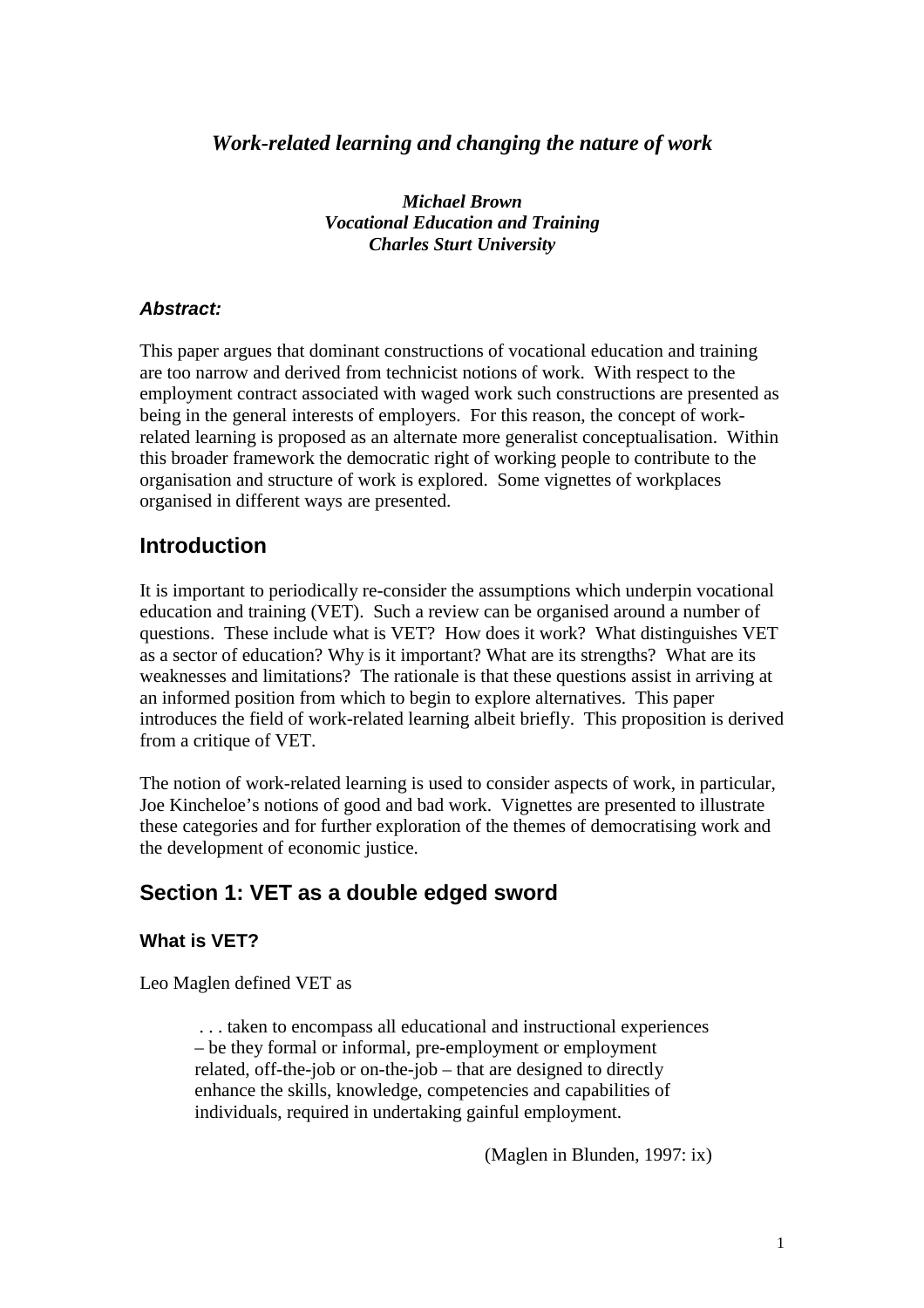# *Work-related learning and changing the nature of work*

***Michael Brown***
***Vocational Education and Training***
***Charles Sturt University***

### ***Abstract:***

This paper argues that dominant constructions of vocational education and training are too narrow and derived from technicist notions of work. With respect to the employment contract associated with waged work such constructions are presented as being in the general interests of employers. For this reason, the concept of work-related learning is proposed as an alternate more generalist conceptualisation. Within this broader framework the democratic right of working people to contribute to the organisation and structure of work is explored. Some vignettes of workplaces organised in different ways are presented.

## Introduction

It is important to periodically re-consider the assumptions which underpin vocational education and training (VET). Such a review can be organised around a number of questions. These include what is VET? How does it work? What distinguishes VET as a sector of education? Why is it important? What are its strengths? What are its weaknesses and limitations? The rationale is that these questions assist in arriving at an informed position from which to begin to explore alternatives. This paper introduces the field of work-related learning albeit briefly. This proposition is derived from a critique of VET.

The notion of work-related learning is used to consider aspects of work, in particular, Joe Kincheloe's notions of good and bad work. Vignettes are presented to illustrate these categories and for further exploration of the themes of democratising work and the development of economic justice.

## Section 1: VET as a double edged sword

### What is VET?

Leo Maglen defined VET as

> . . . taken to encompass all educational and instructional experiences – be they formal or informal, pre-employment or employment related, off-the-job or on-the-job – that are designed to directly enhance the skills, knowledge, competencies and capabilities of individuals, required in undertaking gainful employment.
>
> (Maglen in Blunden, 1997: ix)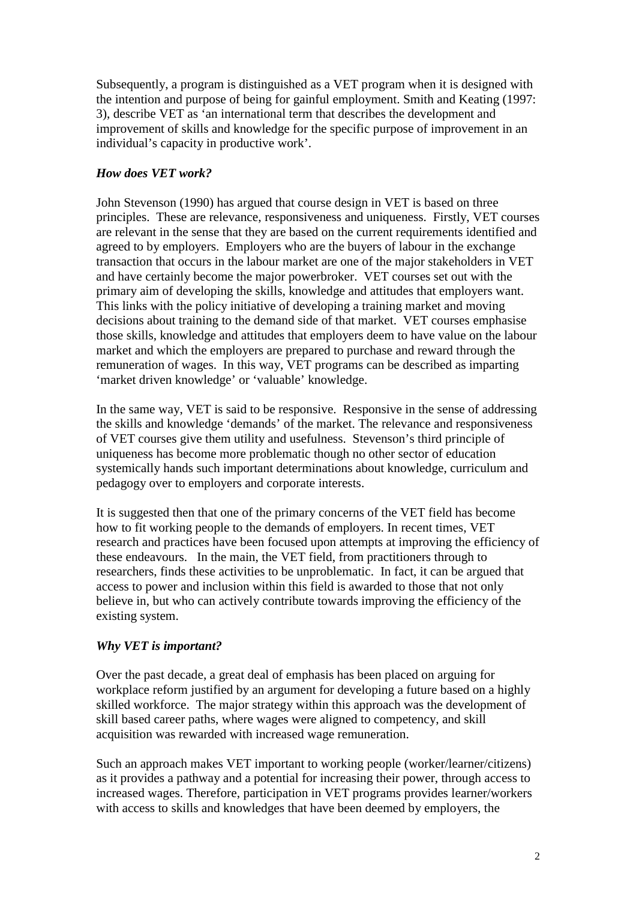Subsequently, a program is distinguished as a VET program when it is designed with the intention and purpose of being for gainful employment. Smith and Keating (1997: 3), describe VET as 'an international term that describes the development and improvement of skills and knowledge for the specific purpose of improvement in an individual's capacity in productive work'.

### *How does VET work?*

John Stevenson (1990) has argued that course design in VET is based on three principles. These are relevance, responsiveness and uniqueness. Firstly, VET courses are relevant in the sense that they are based on the current requirements identified and agreed to by employers. Employers who are the buyers of labour in the exchange transaction that occurs in the labour market are one of the major stakeholders in VET and have certainly become the major powerbroker. VET courses set out with the primary aim of developing the skills, knowledge and attitudes that employers want. This links with the policy initiative of developing a training market and moving decisions about training to the demand side of that market. VET courses emphasise those skills, knowledge and attitudes that employers deem to have value on the labour market and which the employers are prepared to purchase and reward through the remuneration of wages. In this way, VET programs can be described as imparting 'market driven knowledge' or 'valuable' knowledge.

In the same way, VET is said to be responsive. Responsive in the sense of addressing the skills and knowledge 'demands' of the market. The relevance and responsiveness of VET courses give them utility and usefulness. Stevenson's third principle of uniqueness has become more problematic though no other sector of education systemically hands such important determinations about knowledge, curriculum and pedagogy over to employers and corporate interests.

It is suggested then that one of the primary concerns of the VET field has become how to fit working people to the demands of employers. In recent times, VET research and practices have been focused upon attempts at improving the efficiency of these endeavours. In the main, the VET field, from practitioners through to researchers, finds these activities to be unproblematic. In fact, it can be argued that access to power and inclusion within this field is awarded to those that not only believe in, but who can actively contribute towards improving the efficiency of the existing system.

### *Why VET is important?*

Over the past decade, a great deal of emphasis has been placed on arguing for workplace reform justified by an argument for developing a future based on a highly skilled workforce. The major strategy within this approach was the development of skill based career paths, where wages were aligned to competency, and skill acquisition was rewarded with increased wage remuneration.

Such an approach makes VET important to working people (worker/learner/citizens) as it provides a pathway and a potential for increasing their power, through access to increased wages. Therefore, participation in VET programs provides learner/workers with access to skills and knowledges that have been deemed by employers, the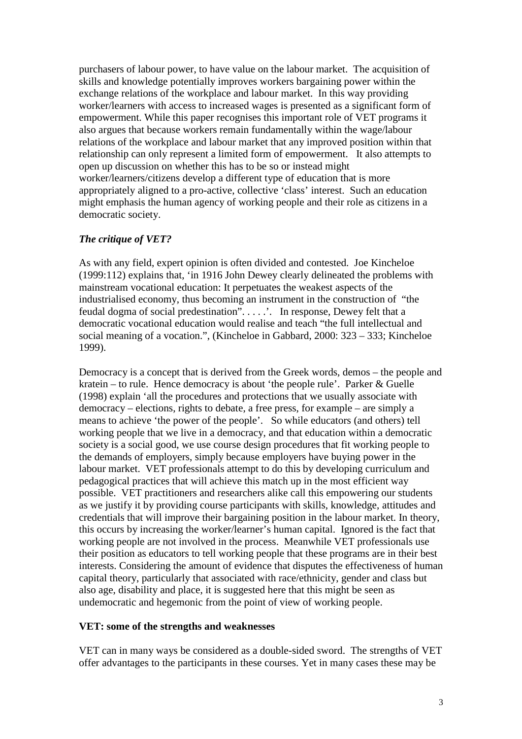purchasers of labour power, to have value on the labour market. The acquisition of skills and knowledge potentially improves workers bargaining power within the exchange relations of the workplace and labour market. In this way providing worker/learners with access to increased wages is presented as a significant form of empowerment. While this paper recognises this important role of VET programs it also argues that because workers remain fundamentally within the wage/labour relations of the workplace and labour market that any improved position within that relationship can only represent a limited form of empowerment. It also attempts to open up discussion on whether this has to be so or instead might worker/learners/citizens develop a different type of education that is more appropriately aligned to a pro-active, collective 'class' interest. Such an education might emphasis the human agency of working people and their role as citizens in a democratic society.

### *The critique of VET?*

As with any field, expert opinion is often divided and contested. Joe Kincheloe (1999:112) explains that, 'in 1916 John Dewey clearly delineated the problems with mainstream vocational education: It perpetuates the weakest aspects of the industrialised economy, thus becoming an instrument in the construction of "the feudal dogma of social predestination". . . . .'. In response, Dewey felt that a democratic vocational education would realise and teach "the full intellectual and social meaning of a vocation.", (Kincheloe in Gabbard, 2000: 323 – 333; Kincheloe 1999).

Democracy is a concept that is derived from the Greek words, demos – the people and kratein – to rule. Hence democracy is about 'the people rule'. Parker & Guelle (1998) explain 'all the procedures and protections that we usually associate with democracy – elections, rights to debate, a free press, for example – are simply a means to achieve 'the power of the people'. So while educators (and others) tell working people that we live in a democracy, and that education within a democratic society is a social good, we use course design procedures that fit working people to the demands of employers, simply because employers have buying power in the labour market. VET professionals attempt to do this by developing curriculum and pedagogical practices that will achieve this match up in the most efficient way possible. VET practitioners and researchers alike call this empowering our students as we justify it by providing course participants with skills, knowledge, attitudes and credentials that will improve their bargaining position in the labour market. In theory, this occurs by increasing the worker/learner's human capital. Ignored is the fact that working people are not involved in the process. Meanwhile VET professionals use their position as educators to tell working people that these programs are in their best interests. Considering the amount of evidence that disputes the effectiveness of human capital theory, particularly that associated with race/ethnicity, gender and class but also age, disability and place, it is suggested here that this might be seen as undemocratic and hegemonic from the point of view of working people.

### **VET: some of the strengths and weaknesses**

VET can in many ways be considered as a double-sided sword. The strengths of VET offer advantages to the participants in these courses. Yet in many cases these may be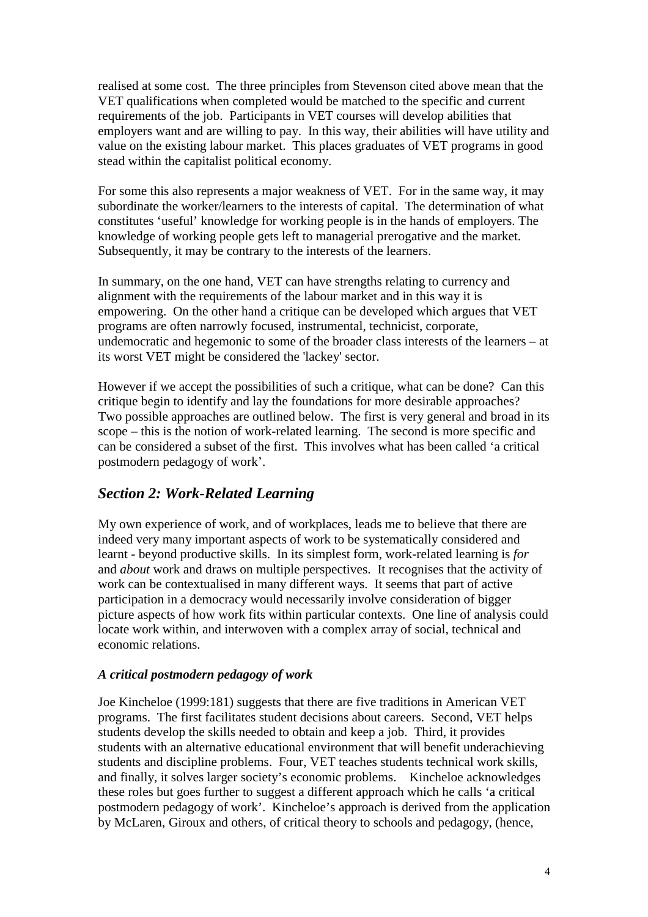realised at some cost. The three principles from Stevenson cited above mean that the VET qualifications when completed would be matched to the specific and current requirements of the job. Participants in VET courses will develop abilities that employers want and are willing to pay. In this way, their abilities will have utility and value on the existing labour market. This places graduates of VET programs in good stead within the capitalist political economy.

For some this also represents a major weakness of VET. For in the same way, it may subordinate the worker/learners to the interests of capital. The determination of what constitutes 'useful' knowledge for working people is in the hands of employers. The knowledge of working people gets left to managerial prerogative and the market. Subsequently, it may be contrary to the interests of the learners.

In summary, on the one hand, VET can have strengths relating to currency and alignment with the requirements of the labour market and in this way it is empowering. On the other hand a critique can be developed which argues that VET programs are often narrowly focused, instrumental, technicist, corporate, undemocratic and hegemonic to some of the broader class interests of the learners – at its worst VET might be considered the 'lackey' sector.

However if we accept the possibilities of such a critique, what can be done? Can this critique begin to identify and lay the foundations for more desirable approaches? Two possible approaches are outlined below. The first is very general and broad in its scope – this is the notion of work-related learning. The second is more specific and can be considered a subset of the first. This involves what has been called 'a critical postmodern pedagogy of work'.

## *Section 2: Work-Related Learning*

My own experience of work, and of workplaces, leads me to believe that there are indeed very many important aspects of work to be systematically considered and learnt - beyond productive skills. In its simplest form, work-related learning is *for* and *about* work and draws on multiple perspectives. It recognises that the activity of work can be contextualised in many different ways. It seems that part of active participation in a democracy would necessarily involve consideration of bigger picture aspects of how work fits within particular contexts. One line of analysis could locate work within, and interwoven with a complex array of social, technical and economic relations.

### *A critical postmodern pedagogy of work*

Joe Kincheloe (1999:181) suggests that there are five traditions in American VET programs. The first facilitates student decisions about careers. Second, VET helps students develop the skills needed to obtain and keep a job. Third, it provides students with an alternative educational environment that will benefit underachieving students and discipline problems. Four, VET teaches students technical work skills, and finally, it solves larger society's economic problems. Kincheloe acknowledges these roles but goes further to suggest a different approach which he calls 'a critical postmodern pedagogy of work'. Kincheloe's approach is derived from the application by McLaren, Giroux and others, of critical theory to schools and pedagogy, (hence,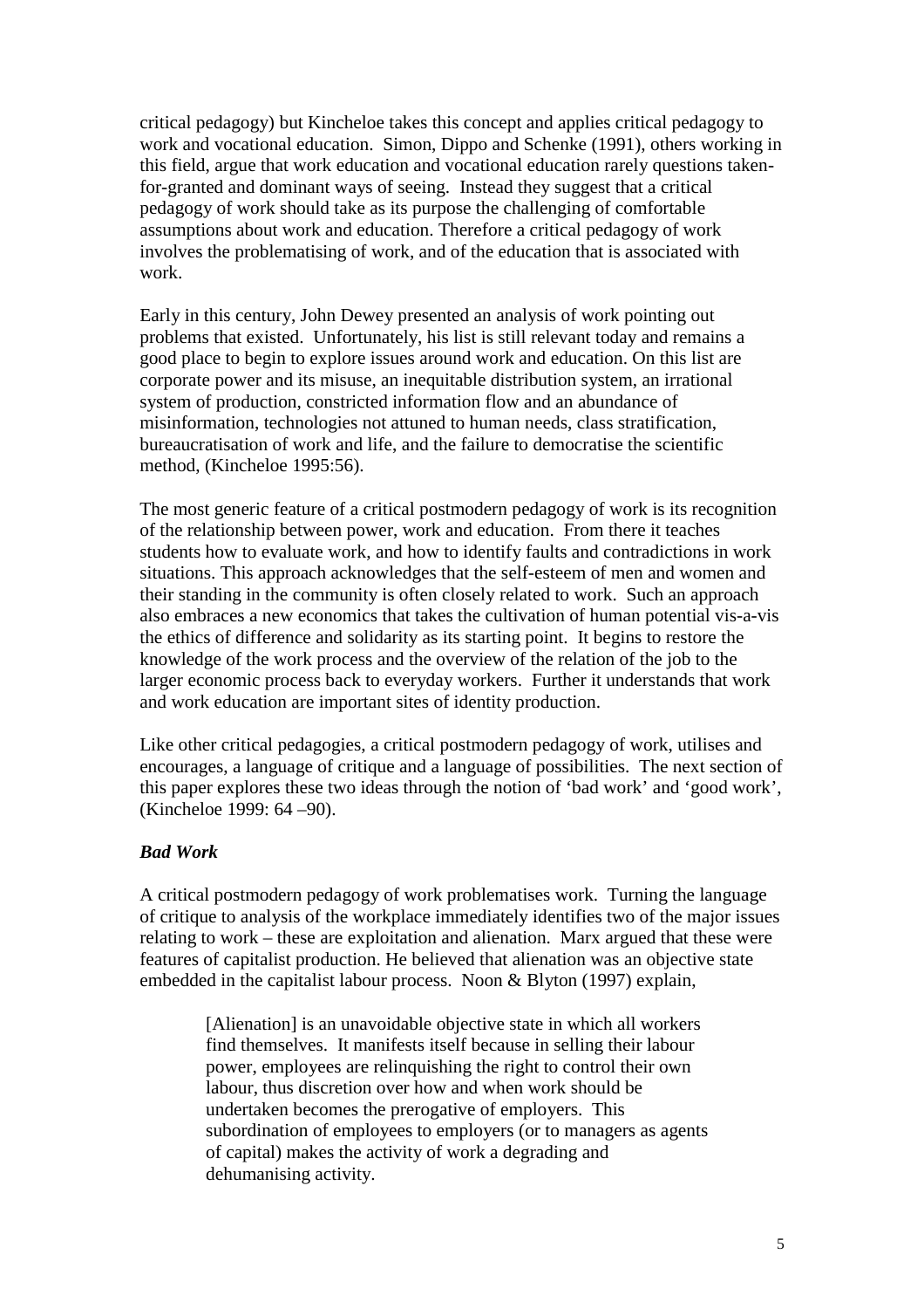critical pedagogy) but Kincheloe takes this concept and applies critical pedagogy to work and vocational education. Simon, Dippo and Schenke (1991), others working in this field, argue that work education and vocational education rarely questions taken-for-granted and dominant ways of seeing. Instead they suggest that a critical pedagogy of work should take as its purpose the challenging of comfortable assumptions about work and education. Therefore a critical pedagogy of work involves the problematising of work, and of the education that is associated with work.

Early in this century, John Dewey presented an analysis of work pointing out problems that existed. Unfortunately, his list is still relevant today and remains a good place to begin to explore issues around work and education. On this list are corporate power and its misuse, an inequitable distribution system, an irrational system of production, constricted information flow and an abundance of misinformation, technologies not attuned to human needs, class stratification, bureaucratisation of work and life, and the failure to democratise the scientific method, (Kincheloe 1995:56).

The most generic feature of a critical postmodern pedagogy of work is its recognition of the relationship between power, work and education. From there it teaches students how to evaluate work, and how to identify faults and contradictions in work situations. This approach acknowledges that the self-esteem of men and women and their standing in the community is often closely related to work. Such an approach also embraces a new economics that takes the cultivation of human potential vis-a-vis the ethics of difference and solidarity as its starting point. It begins to restore the knowledge of the work process and the overview of the relation of the job to the larger economic process back to everyday workers. Further it understands that work and work education are important sites of identity production.

Like other critical pedagogies, a critical postmodern pedagogy of work, utilises and encourages, a language of critique and a language of possibilities. The next section of this paper explores these two ideas through the notion of 'bad work' and 'good work', (Kincheloe 1999: 64 –90).

***Bad Work***

A critical postmodern pedagogy of work problematises work. Turning the language of critique to analysis of the workplace immediately identifies two of the major issues relating to work – these are exploitation and alienation. Marx argued that these were features of capitalist production. He believed that alienation was an objective state embedded in the capitalist labour process. Noon & Blyton (1997) explain,

> [Alienation] is an unavoidable objective state in which all workers find themselves. It manifests itself because in selling their labour power, employees are relinquishing the right to control their own labour, thus discretion over how and when work should be undertaken becomes the prerogative of employers. This subordination of employees to employers (or to managers as agents of capital) makes the activity of work a degrading and dehumanising activity.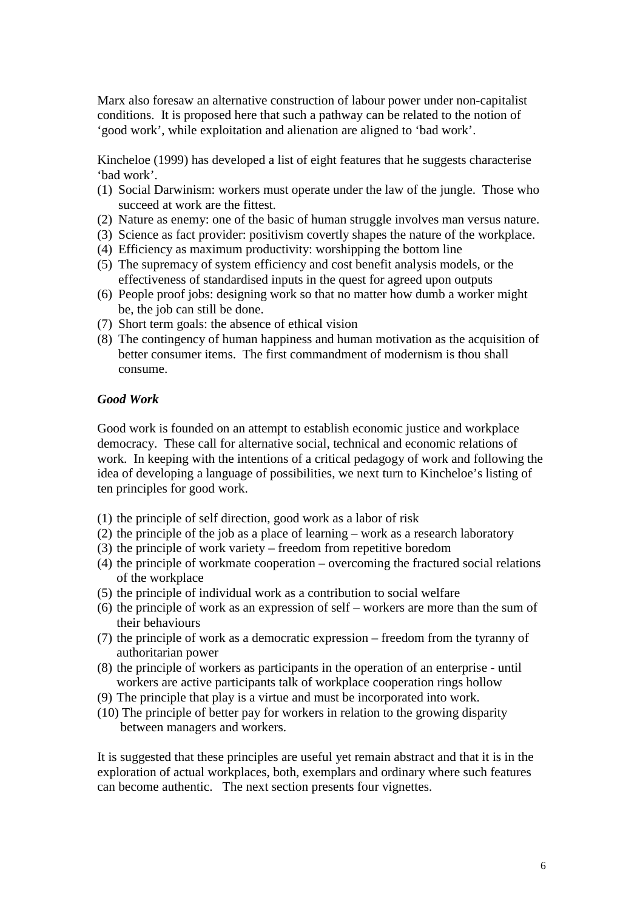Marx also foresaw an alternative construction of labour power under non-capitalist conditions. It is proposed here that such a pathway can be related to the notion of 'good work', while exploitation and alienation are aligned to 'bad work'.

Kincheloe (1999) has developed a list of eight features that he suggests characterise 'bad work'.

(1) Social Darwinism: workers must operate under the law of the jungle. Those who succeed at work are the fittest.
(2) Nature as enemy: one of the basic of human struggle involves man versus nature.
(3) Science as fact provider: positivism covertly shapes the nature of the workplace.
(4) Efficiency as maximum productivity: worshipping the bottom line
(5) The supremacy of system efficiency and cost benefit analysis models, or the effectiveness of standardised inputs in the quest for agreed upon outputs
(6) People proof jobs: designing work so that no matter how dumb a worker might be, the job can still be done.
(7) Short term goals: the absence of ethical vision
(8) The contingency of human happiness and human motivation as the acquisition of better consumer items. The first commandment of modernism is thou shall consume.

### *Good Work*

Good work is founded on an attempt to establish economic justice and workplace democracy. These call for alternative social, technical and economic relations of work. In keeping with the intentions of a critical pedagogy of work and following the idea of developing a language of possibilities, we next turn to Kincheloe's listing of ten principles for good work.

(1) the principle of self direction, good work as a labor of risk
(2) the principle of the job as a place of learning – work as a research laboratory
(3) the principle of work variety – freedom from repetitive boredom
(4) the principle of workmate cooperation – overcoming the fractured social relations of the workplace
(5) the principle of individual work as a contribution to social welfare
(6) the principle of work as an expression of self – workers are more than the sum of their behaviours
(7) the principle of work as a democratic expression – freedom from the tyranny of authoritarian power
(8) the principle of workers as participants in the operation of an enterprise - until workers are active participants talk of workplace cooperation rings hollow
(9) The principle that play is a virtue and must be incorporated into work.
(10) The principle of better pay for workers in relation to the growing disparity between managers and workers.

It is suggested that these principles are useful yet remain abstract and that it is in the exploration of actual workplaces, both, exemplars and ordinary where such features can become authentic. The next section presents four vignettes.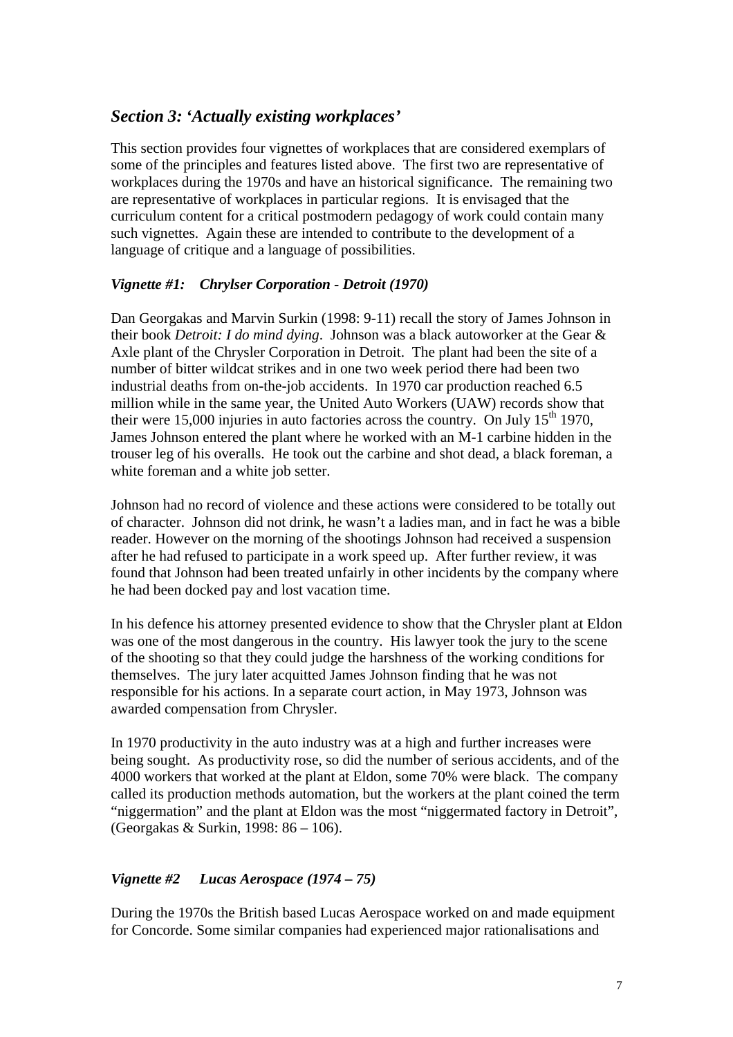## *Section 3: 'Actually existing workplaces'*

This section provides four vignettes of workplaces that are considered exemplars of some of the principles and features listed above. The first two are representative of workplaces during the 1970s and have an historical significance. The remaining two are representative of workplaces in particular regions. It is envisaged that the curriculum content for a critical postmodern pedagogy of work could contain many such vignettes. Again these are intended to contribute to the development of a language of critique and a language of possibilities.

### *Vignette #1: Chrylser Corporation - Detroit (1970)*

Dan Georgakas and Marvin Surkin (1998: 9-11) recall the story of James Johnson in their book *Detroit: I do mind dying*. Johnson was a black autoworker at the Gear & Axle plant of the Chrysler Corporation in Detroit. The plant had been the site of a number of bitter wildcat strikes and in one two week period there had been two industrial deaths from on-the-job accidents. In 1970 car production reached 6.5 million while in the same year, the United Auto Workers (UAW) records show that their were 15,000 injuries in auto factories across the country. On July 15th 1970, James Johnson entered the plant where he worked with an M-1 carbine hidden in the trouser leg of his overalls. He took out the carbine and shot dead, a black foreman, a white foreman and a white job setter.

Johnson had no record of violence and these actions were considered to be totally out of character. Johnson did not drink, he wasn't a ladies man, and in fact he was a bible reader. However on the morning of the shootings Johnson had received a suspension after he had refused to participate in a work speed up. After further review, it was found that Johnson had been treated unfairly in other incidents by the company where he had been docked pay and lost vacation time.

In his defence his attorney presented evidence to show that the Chrysler plant at Eldon was one of the most dangerous in the country. His lawyer took the jury to the scene of the shooting so that they could judge the harshness of the working conditions for themselves. The jury later acquitted James Johnson finding that he was not responsible for his actions. In a separate court action, in May 1973, Johnson was awarded compensation from Chrysler.

In 1970 productivity in the auto industry was at a high and further increases were being sought. As productivity rose, so did the number of serious accidents, and of the 4000 workers that worked at the plant at Eldon, some 70% were black. The company called its production methods automation, but the workers at the plant coined the term "niggermation" and the plant at Eldon was the most "niggermated factory in Detroit", (Georgakas & Surkin, 1998: 86 – 106).

### *Vignette #2 Lucas Aerospace (1974 – 75)*

During the 1970s the British based Lucas Aerospace worked on and made equipment for Concorde. Some similar companies had experienced major rationalisations and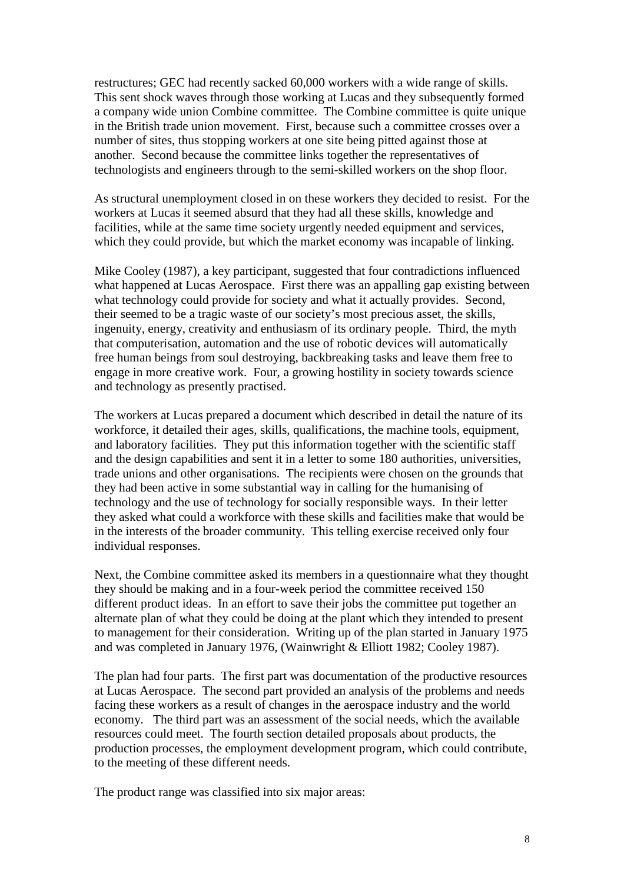restructures; GEC had recently sacked 60,000 workers with a wide range of skills. This sent shock waves through those working at Lucas and they subsequently formed a company wide union Combine committee. The Combine committee is quite unique in the British trade union movement. First, because such a committee crosses over a number of sites, thus stopping workers at one site being pitted against those at another. Second because the committee links together the representatives of technologists and engineers through to the semi-skilled workers on the shop floor.

As structural unemployment closed in on these workers they decided to resist. For the workers at Lucas it seemed absurd that they had all these skills, knowledge and facilities, while at the same time society urgently needed equipment and services, which they could provide, but which the market economy was incapable of linking.

Mike Cooley (1987), a key participant, suggested that four contradictions influenced what happened at Lucas Aerospace. First there was an appalling gap existing between what technology could provide for society and what it actually provides. Second, their seemed to be a tragic waste of our society's most precious asset, the skills, ingenuity, energy, creativity and enthusiasm of its ordinary people. Third, the myth that computerisation, automation and the use of robotic devices will automatically free human beings from soul destroying, backbreaking tasks and leave them free to engage in more creative work. Four, a growing hostility in society towards science and technology as presently practised.

The workers at Lucas prepared a document which described in detail the nature of its workforce, it detailed their ages, skills, qualifications, the machine tools, equipment, and laboratory facilities. They put this information together with the scientific staff and the design capabilities and sent it in a letter to some 180 authorities, universities, trade unions and other organisations. The recipients were chosen on the grounds that they had been active in some substantial way in calling for the humanising of technology and the use of technology for socially responsible ways. In their letter they asked what could a workforce with these skills and facilities make that would be in the interests of the broader community. This telling exercise received only four individual responses.

Next, the Combine committee asked its members in a questionnaire what they thought they should be making and in a four-week period the committee received 150 different product ideas. In an effort to save their jobs the committee put together an alternate plan of what they could be doing at the plant which they intended to present to management for their consideration. Writing up of the plan started in January 1975 and was completed in January 1976, (Wainwright & Elliott 1982; Cooley 1987).

The plan had four parts. The first part was documentation of the productive resources at Lucas Aerospace. The second part provided an analysis of the problems and needs facing these workers as a result of changes in the aerospace industry and the world economy. The third part was an assessment of the social needs, which the available resources could meet. The fourth section detailed proposals about products, the production processes, the employment development program, which could contribute, to the meeting of these different needs.

The product range was classified into six major areas: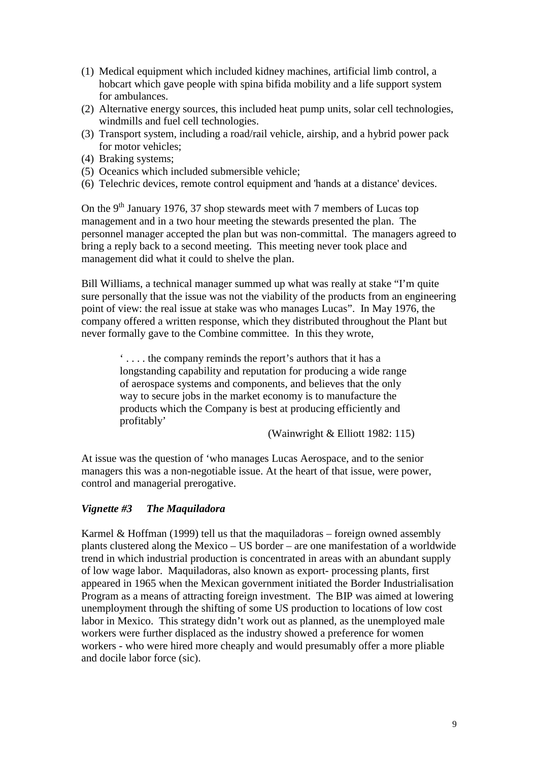(1) Medical equipment which included kidney machines, artificial limb control, a hobcart which gave people with spina bifida mobility and a life support system for ambulances.
(2) Alternative energy sources, this included heat pump units, solar cell technologies, windmills and fuel cell technologies.
(3) Transport system, including a road/rail vehicle, airship, and a hybrid power pack for motor vehicles;
(4) Braking systems;
(5) Oceanics which included submersible vehicle;
(6) Telechric devices, remote control equipment and 'hands at a distance' devices.

On the 9th January 1976, 37 shop stewards meet with 7 members of Lucas top management and in a two hour meeting the stewards presented the plan. The personnel manager accepted the plan but was non-committal. The managers agreed to bring a reply back to a second meeting. This meeting never took place and management did what it could to shelve the plan.

Bill Williams, a technical manager summed up what was really at stake "I'm quite sure personally that the issue was not the viability of the products from an engineering point of view: the real issue at stake was who manages Lucas". In May 1976, the company offered a written response, which they distributed throughout the Plant but never formally gave to the Combine committee. In this they wrote,

> ' . . . . the company reminds the report's authors that it has a longstanding capability and reputation for producing a wide range of aerospace systems and components, and believes that the only way to secure jobs in the market economy is to manufacture the products which the Company is best at producing efficiently and profitably'
>
> (Wainwright & Elliott 1982: 115)

At issue was the question of 'who manages Lucas Aerospace, and to the senior managers this was a non-negotiable issue. At the heart of that issue, were power, control and managerial prerogative.

### *Vignette #3 The Maquiladora*

Karmel & Hoffman (1999) tell us that the maquiladoras – foreign owned assembly plants clustered along the Mexico – US border – are one manifestation of a worldwide trend in which industrial production is concentrated in areas with an abundant supply of low wage labor. Maquiladoras, also known as export- processing plants, first appeared in 1965 when the Mexican government initiated the Border Industrialisation Program as a means of attracting foreign investment. The BIP was aimed at lowering unemployment through the shifting of some US production to locations of low cost labor in Mexico. This strategy didn't work out as planned, as the unemployed male workers were further displaced as the industry showed a preference for women workers - who were hired more cheaply and would presumably offer a more pliable and docile labor force (sic).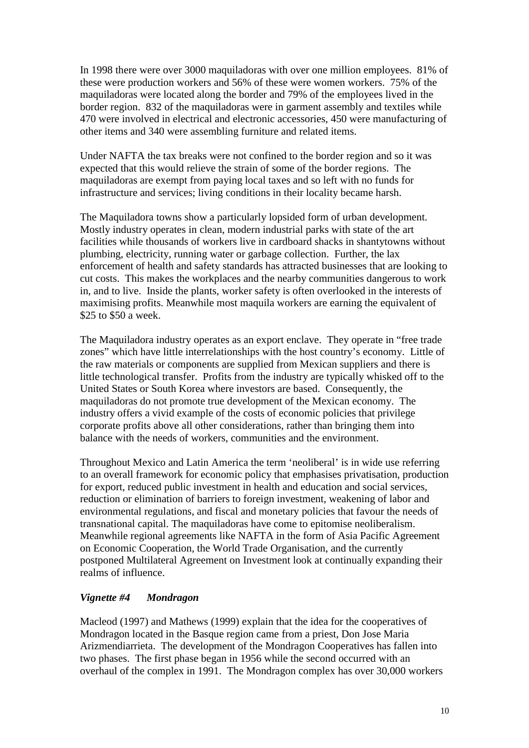In 1998 there were over 3000 maquiladoras with over one million employees. 81% of these were production workers and 56% of these were women workers. 75% of the maquiladoras were located along the border and 79% of the employees lived in the border region. 832 of the maquiladoras were in garment assembly and textiles while 470 were involved in electrical and electronic accessories, 450 were manufacturing of other items and 340 were assembling furniture and related items.

Under NAFTA the tax breaks were not confined to the border region and so it was expected that this would relieve the strain of some of the border regions. The maquiladoras are exempt from paying local taxes and so left with no funds for infrastructure and services; living conditions in their locality became harsh.

The Maquiladora towns show a particularly lopsided form of urban development. Mostly industry operates in clean, modern industrial parks with state of the art facilities while thousands of workers live in cardboard shacks in shantytowns without plumbing, electricity, running water or garbage collection. Further, the lax enforcement of health and safety standards has attracted businesses that are looking to cut costs. This makes the workplaces and the nearby communities dangerous to work in, and to live. Inside the plants, worker safety is often overlooked in the interests of maximising profits. Meanwhile most maquila workers are earning the equivalent of \$25 to \$50 a week.

The Maquiladora industry operates as an export enclave. They operate in "free trade zones" which have little interrelationships with the host country's economy. Little of the raw materials or components are supplied from Mexican suppliers and there is little technological transfer. Profits from the industry are typically whisked off to the United States or South Korea where investors are based. Consequently, the maquiladoras do not promote true development of the Mexican economy. The industry offers a vivid example of the costs of economic policies that privilege corporate profits above all other considerations, rather than bringing them into balance with the needs of workers, communities and the environment.

Throughout Mexico and Latin America the term 'neoliberal' is in wide use referring to an overall framework for economic policy that emphasises privatisation, production for export, reduced public investment in health and education and social services, reduction or elimination of barriers to foreign investment, weakening of labor and environmental regulations, and fiscal and monetary policies that favour the needs of transnational capital. The maquiladoras have come to epitomise neoliberalism. Meanwhile regional agreements like NAFTA in the form of Asia Pacific Agreement on Economic Cooperation, the World Trade Organisation, and the currently postponed Multilateral Agreement on Investment look at continually expanding their realms of influence.

### *Vignette #4 Mondragon*

Macleod (1997) and Mathews (1999) explain that the idea for the cooperatives of Mondragon located in the Basque region came from a priest, Don Jose Maria Arizmendiarrieta. The development of the Mondragon Cooperatives has fallen into two phases. The first phase began in 1956 while the second occurred with an overhaul of the complex in 1991. The Mondragon complex has over 30,000 workers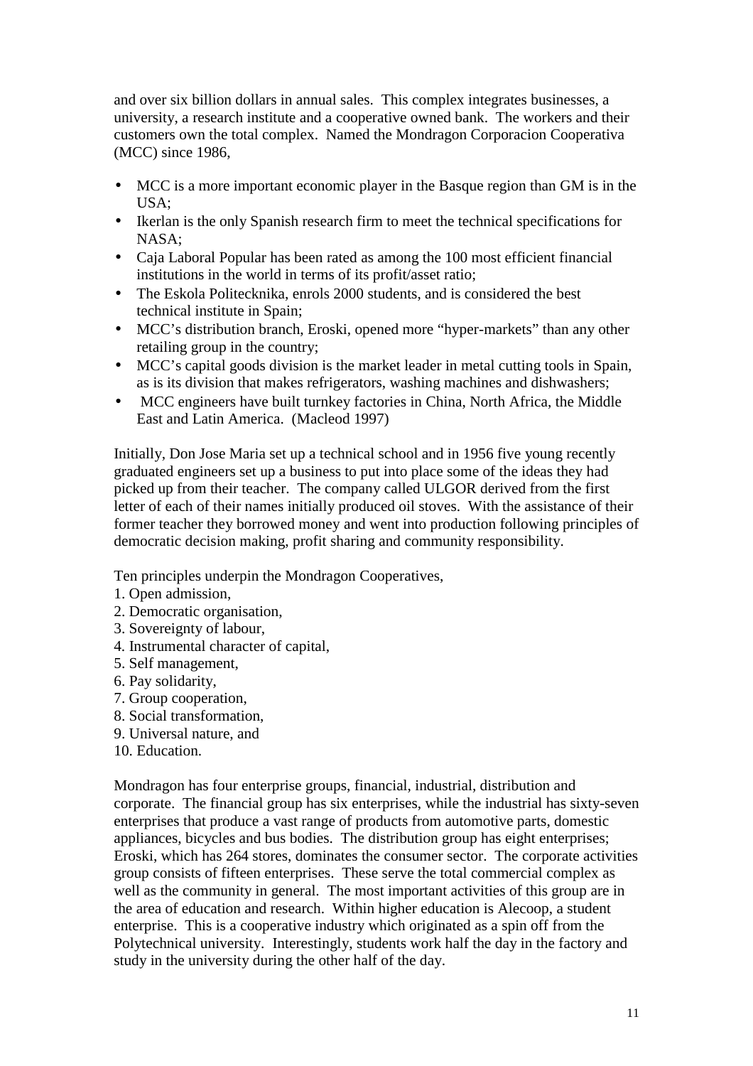and over six billion dollars in annual sales. This complex integrates businesses, a university, a research institute and a cooperative owned bank. The workers and their customers own the total complex. Named the Mondragon Corporacion Cooperativa (MCC) since 1986,

- MCC is a more important economic player in the Basque region than GM is in the USA;
- Ikerlan is the only Spanish research firm to meet the technical specifications for NASA;
- Caja Laboral Popular has been rated as among the 100 most efficient financial institutions in the world in terms of its profit/asset ratio;
- The Eskola Politecknika, enrols 2000 students, and is considered the best technical institute in Spain;
- MCC's distribution branch, Eroski, opened more "hyper-markets" than any other retailing group in the country;
- MCC's capital goods division is the market leader in metal cutting tools in Spain, as is its division that makes refrigerators, washing machines and dishwashers;
- MCC engineers have built turnkey factories in China, North Africa, the Middle East and Latin America. (Macleod 1997)

Initially, Don Jose Maria set up a technical school and in 1956 five young recently graduated engineers set up a business to put into place some of the ideas they had picked up from their teacher. The company called ULGOR derived from the first letter of each of their names initially produced oil stoves. With the assistance of their former teacher they borrowed money and went into production following principles of democratic decision making, profit sharing and community responsibility.

Ten principles underpin the Mondragon Cooperatives,

1. Open admission,
2. Democratic organisation,
3. Sovereignty of labour,
4. Instrumental character of capital,
5. Self management,
6. Pay solidarity,
7. Group cooperation,
8. Social transformation,
9. Universal nature, and
10. Education.

Mondragon has four enterprise groups, financial, industrial, distribution and corporate. The financial group has six enterprises, while the industrial has sixty-seven enterprises that produce a vast range of products from automotive parts, domestic appliances, bicycles and bus bodies. The distribution group has eight enterprises; Eroski, which has 264 stores, dominates the consumer sector. The corporate activities group consists of fifteen enterprises. These serve the total commercial complex as well as the community in general. The most important activities of this group are in the area of education and research. Within higher education is Alecoop, a student enterprise. This is a cooperative industry which originated as a spin off from the Polytechnical university. Interestingly, students work half the day in the factory and study in the university during the other half of the day.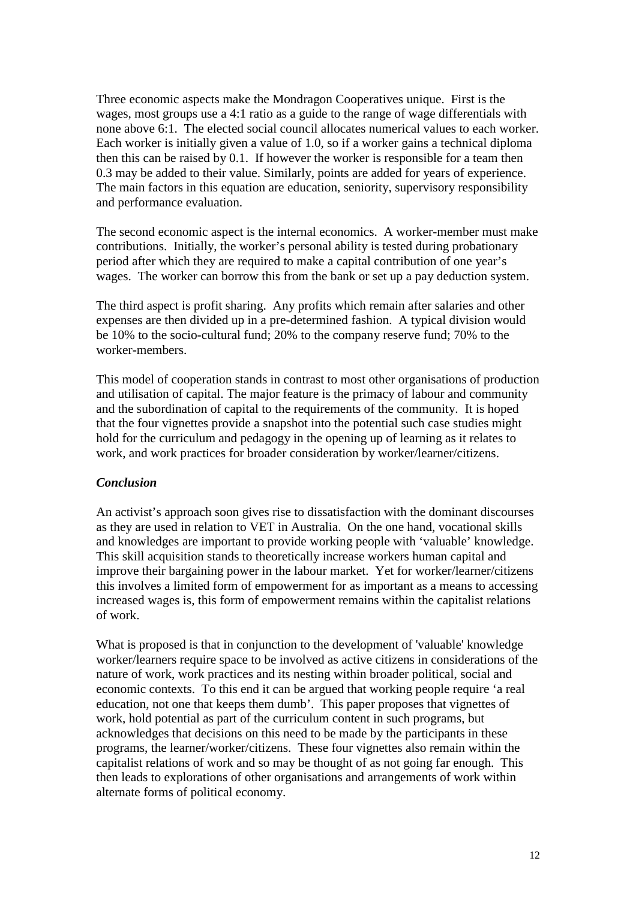Three economic aspects make the Mondragon Cooperatives unique. First is the wages, most groups use a 4:1 ratio as a guide to the range of wage differentials with none above 6:1. The elected social council allocates numerical values to each worker. Each worker is initially given a value of 1.0, so if a worker gains a technical diploma then this can be raised by 0.1. If however the worker is responsible for a team then 0.3 may be added to their value. Similarly, points are added for years of experience. The main factors in this equation are education, seniority, supervisory responsibility and performance evaluation.

The second economic aspect is the internal economics. A worker-member must make contributions. Initially, the worker's personal ability is tested during probationary period after which they are required to make a capital contribution of one year's wages. The worker can borrow this from the bank or set up a pay deduction system.

The third aspect is profit sharing. Any profits which remain after salaries and other expenses are then divided up in a pre-determined fashion. A typical division would be 10% to the socio-cultural fund; 20% to the company reserve fund; 70% to the worker-members.

This model of cooperation stands in contrast to most other organisations of production and utilisation of capital. The major feature is the primacy of labour and community and the subordination of capital to the requirements of the community. It is hoped that the four vignettes provide a snapshot into the potential such case studies might hold for the curriculum and pedagogy in the opening up of learning as it relates to work, and work practices for broader consideration by worker/learner/citizens.

### *Conclusion*

An activist's approach soon gives rise to dissatisfaction with the dominant discourses as they are used in relation to VET in Australia. On the one hand, vocational skills and knowledges are important to provide working people with 'valuable' knowledge. This skill acquisition stands to theoretically increase workers human capital and improve their bargaining power in the labour market. Yet for worker/learner/citizens this involves a limited form of empowerment for as important as a means to accessing increased wages is, this form of empowerment remains within the capitalist relations of work.

What is proposed is that in conjunction to the development of 'valuable' knowledge worker/learners require space to be involved as active citizens in considerations of the nature of work, work practices and its nesting within broader political, social and economic contexts. To this end it can be argued that working people require 'a real education, not one that keeps them dumb'. This paper proposes that vignettes of work, hold potential as part of the curriculum content in such programs, but acknowledges that decisions on this need to be made by the participants in these programs, the learner/worker/citizens. These four vignettes also remain within the capitalist relations of work and so may be thought of as not going far enough. This then leads to explorations of other organisations and arrangements of work within alternate forms of political economy.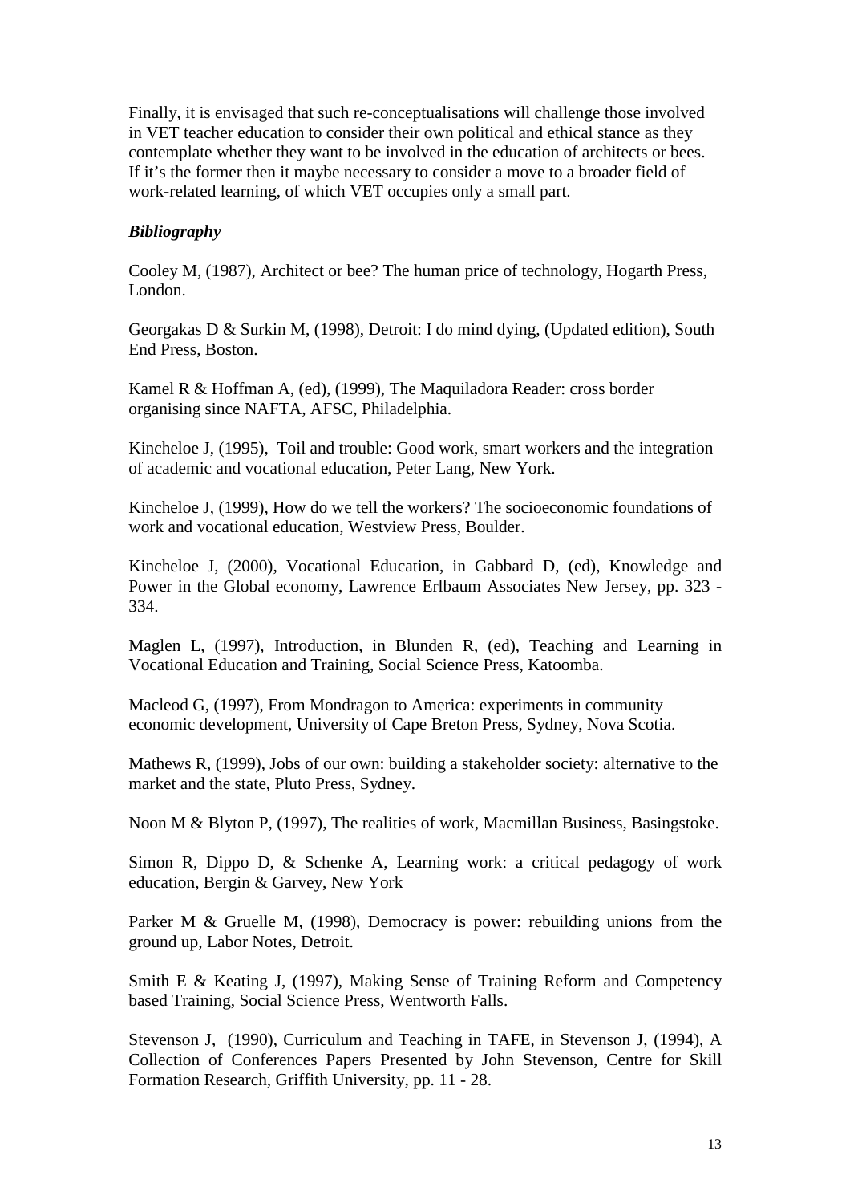Finally, it is envisaged that such re-conceptualisations will challenge those involved in VET teacher education to consider their own political and ethical stance as they contemplate whether they want to be involved in the education of architects or bees. If it's the former then it maybe necessary to consider a move to a broader field of work-related learning, of which VET occupies only a small part.

### *Bibliography*

Cooley M, (1987), Architect or bee? The human price of technology, Hogarth Press, London.

Georgakas D & Surkin M, (1998), Detroit: I do mind dying, (Updated edition), South End Press, Boston.

Kamel R & Hoffman A, (ed), (1999), The Maquiladora Reader: cross border organising since NAFTA, AFSC, Philadelphia.

Kincheloe J, (1995), Toil and trouble: Good work, smart workers and the integration of academic and vocational education, Peter Lang, New York.

Kincheloe J, (1999), How do we tell the workers? The socioeconomic foundations of work and vocational education, Westview Press, Boulder.

Kincheloe J, (2000), Vocational Education, in Gabbard D, (ed), Knowledge and Power in the Global economy, Lawrence Erlbaum Associates New Jersey, pp. 323 - 334.

Maglen L, (1997), Introduction, in Blunden R, (ed), Teaching and Learning in Vocational Education and Training, Social Science Press, Katoomba.

Macleod G, (1997), From Mondragon to America: experiments in community economic development, University of Cape Breton Press, Sydney, Nova Scotia.

Mathews R, (1999), Jobs of our own: building a stakeholder society: alternative to the market and the state, Pluto Press, Sydney.

Noon M & Blyton P, (1997), The realities of work, Macmillan Business, Basingstoke.

Simon R, Dippo D, & Schenke A, Learning work: a critical pedagogy of work education, Bergin & Garvey, New York

Parker M & Gruelle M, (1998), Democracy is power: rebuilding unions from the ground up, Labor Notes, Detroit.

Smith E & Keating J, (1997), Making Sense of Training Reform and Competency based Training, Social Science Press, Wentworth Falls.

Stevenson J, (1990), Curriculum and Teaching in TAFE, in Stevenson J, (1994), A Collection of Conferences Papers Presented by John Stevenson, Centre for Skill Formation Research, Griffith University, pp. 11 - 28.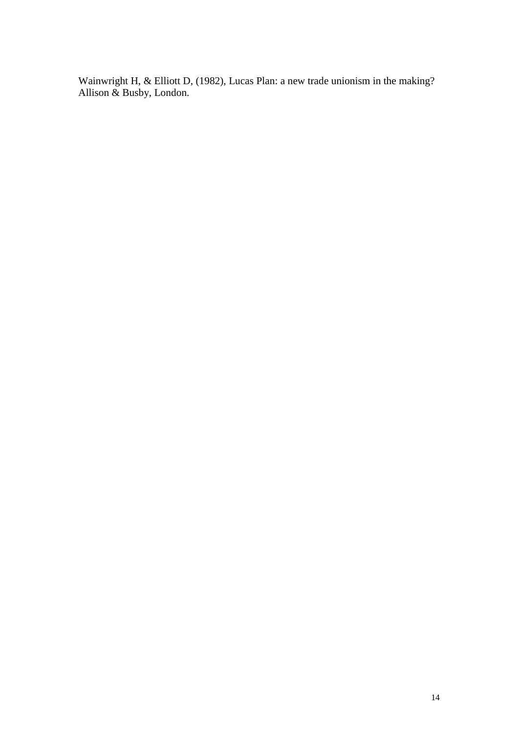Wainwright H, & Elliott D, (1982), Lucas Plan: a new trade unionism in the making? Allison & Busby, London.